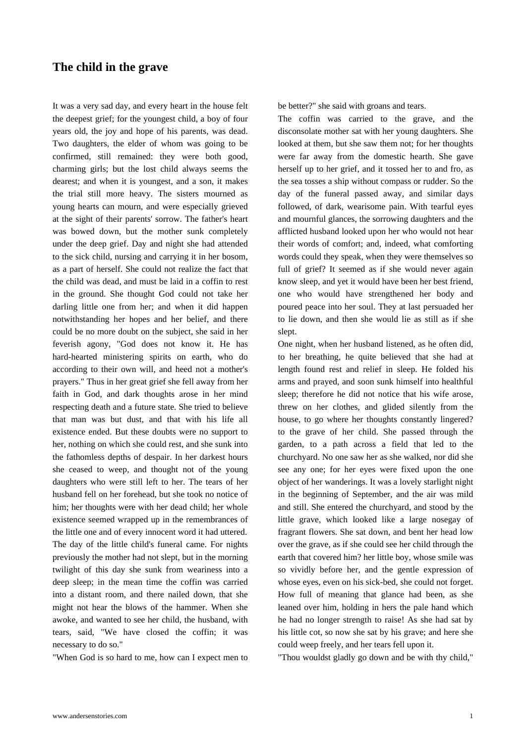# The child in the grave

It was a very sad day, and every heart in the house felt the deepest grief; for the youngest child, a boy of four years old, the joy and hope of his parents, was dead. Two daughters, the elder of whom was going to be confirmed, still remained: they were both good, charming girls; but the lost child always seems the dearest; and when it is youngest, and a son, it makes the trial still more heavy. The sisters mourned as young hearts can mourn, and were especially grieved at the sight of their parents' sorrow. The father's heart was bowed down, but the mother sunk completely under the deep grief. Day and night she had attended to the sick child, nursing and carrying it in her bosom, as a part of herself. She could not realize the fact that the child was dead, and must be laid in a coffin to rest in the ground. She thought God could not take her darling little one from her; and when it did happen notwithstanding her hopes and her belief, and there could be no more doubt on the subject, she said in her feverish agony, "God does not know it. He has hard-hearted ministering spirits on earth, who do according to their own will, and heed not a mother's prayers." Thus in her great grief she fell away from her faith in God, and dark thoughts arose in her mind respecting death and a future state. She tried to believe that man was but dust, and that with his life all existence ended. But these doubts were no support to her, nothing on which she could rest, and she sunk into the fathomless depths of despair. In her darkest hours she ceased to weep, and thought not of the young daughters who were still left to her. The tears of her husband fell on her forehead, but she took no notice of him; her thoughts were with her dead child; her whole existence seemed wrapped up in the remembrances of the little one and of every innocent word it had uttered. The day of the little child's funeral came. For nights previously the mother had not slept, but in the morning twilight of this day she sunk from weariness into a deep sleep; in the mean time the coffin was carried into a distant room, and there nailed down, that she might not hear the blows of the hammer. When she awoke, and wanted to see her child, the husband, with tears, said, "We have closed the coffin; it was necessary to do so."

"When God is so hard to me, how can I expect men to be better?" she said with groans and tears.

The coffin was carried to the grave, and the disconsolate mother sat with her young daughters. She looked at them, but she saw them not; for her thoughts were far away from the domestic hearth. She gave herself up to her grief, and it tossed her to and fro, as the sea tosses a ship without compass or rudder. So the day of the funeral passed away, and similar days followed, of dark, wearisome pain. With tearful eyes and mournful glances, the sorrowing daughters and the afflicted husband looked upon her who would not hear their words of comfort; and, indeed, what comforting words could they speak, when they were themselves so full of grief? It seemed as if she would never again know sleep, and yet it would have been her best friend, one who would have strengthened her body and poured peace into her soul. They at last persuaded her to lie down, and then she would lie as still as if she slept.

One night, when her husband listened, as he often did, to her breathing, he quite believed that she had at length found rest and relief in sleep. He folded his arms and prayed, and soon sunk himself into healthful sleep; therefore he did not notice that his wife arose, threw on her clothes, and glided silently from the house, to go where her thoughts constantly lingered? to the grave of her child. She passed through the garden, to a path across a field that led to the churchyard. No one saw her as she walked, nor did she see any one; for her eyes were fixed upon the one object of her wanderings. It was a lovely starlight night in the beginning of September, and the air was mild and still. She entered the churchyard, and stood by the little grave, which looked like a large nosegay of fragrant flowers. She sat down, and bent her head low over the grave, as if she could see her child through the earth that covered him? her little boy, whose smile was so vividly before her, and the gentle expression of whose eyes, even on his sick-bed, she could not forget. How full of meaning that glance had been, as she leaned over him, holding in hers the pale hand which he had no longer strength to raise! As she had sat by his little cot, so now she sat by his grave; and here she could weep freely, and her tears fell upon it.

"Thou wouldst gladly go down and be with thy child,"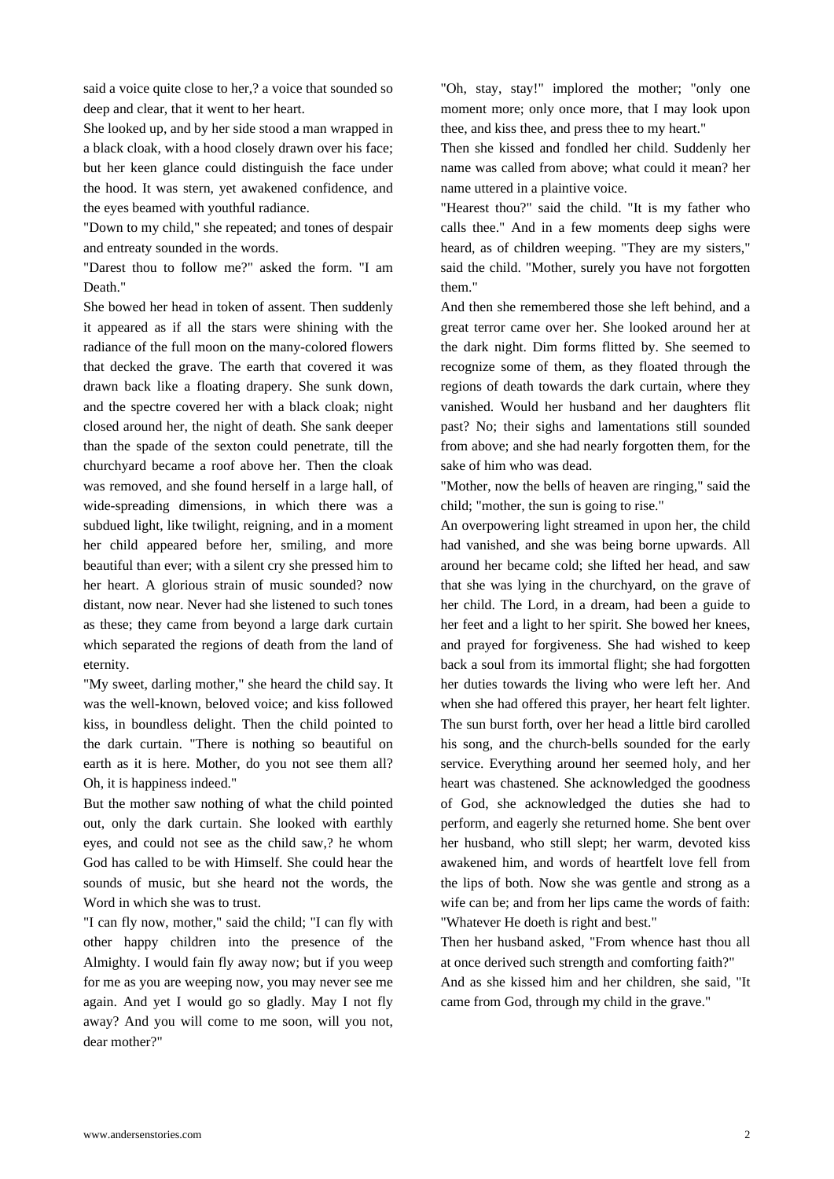said a voice quite close to her,? a voice that sounded so deep and clear, that it went to her heart.

She looked up, and by her side stood a man wrapped in a black cloak, with a hood closely drawn over his face; but her keen glance could distinguish the face under the hood. It was stern, yet awakened confidence, and the eyes beamed with youthful radiance.

"Down to my child," she repeated; and tones of despair and entreaty sounded in the words.

"Darest thou to follow me?" asked the form. "I am Death."

She bowed her head in token of assent. Then suddenly it appeared as if all the stars were shining with the radiance of the full moon on the many-colored flowers that decked the grave. The earth that covered it was drawn back like a floating drapery. She sunk down, and the spectre covered her with a black cloak; night closed around her, the night of death. She sank deeper than the spade of the sexton could penetrate, till the churchyard became a roof above her. Then the cloak was removed, and she found herself in a large hall, of wide-spreading dimensions, in which there was a subdued light, like twilight, reigning, and in a moment her child appeared before her, smiling, and more beautiful than ever; with a silent cry she pressed him to her heart. A glorious strain of music sounded? now distant, now near. Never had she listened to such tones as these; they came from beyond a large dark curtain which separated the regions of death from the land of eternity.

"My sweet, darling mother," she heard the child say. It was the well-known, beloved voice; and kiss followed kiss, in boundless delight. Then the child pointed to the dark curtain. "There is nothing so beautiful on earth as it is here. Mother, do you not see them all? Oh, it is happiness indeed."

But the mother saw nothing of what the child pointed out, only the dark curtain. She looked with earthly eyes, and could not see as the child saw,? he whom God has called to be with Himself. She could hear the sounds of music, but she heard not the words, the Word in which she was to trust.

"I can fly now, mother," said the child; "I can fly with other happy children into the presence of the Almighty. I would fain fly away now; but if you weep for me as you are weeping now, you may never see me again. And yet I would go so gladly. May I not fly away? And you will come to me soon, will you not, dear mother?"

"Oh, stay, stay!" implored the mother; "only one moment more; only once more, that I may look upon thee, and kiss thee, and press thee to my heart."

Then she kissed and fondled her child. Suddenly her name was called from above; what could it mean? her name uttered in a plaintive voice.

"Hearest thou?" said the child. "It is my father who calls thee." And in a few moments deep sighs were heard, as of children weeping. "They are my sisters," said the child. "Mother, surely you have not forgotten them."

And then she remembered those she left behind, and a great terror came over her. She looked around her at the dark night. Dim forms flitted by. She seemed to recognize some of them, as they floated through the regions of death towards the dark curtain, where they vanished. Would her husband and her daughters flit past? No; their sighs and lamentations still sounded from above; and she had nearly forgotten them, for the sake of him who was dead.

"Mother, now the bells of heaven are ringing," said the child; "mother, the sun is going to rise."

An overpowering light streamed in upon her, the child had vanished, and she was being borne upwards. All around her became cold; she lifted her head, and saw that she was lying in the churchyard, on the grave of her child. The Lord, in a dream, had been a guide to her feet and a light to her spirit. She bowed her knees, and prayed for forgiveness. She had wished to keep back a soul from its immortal flight; she had forgotten her duties towards the living who were left her. And when she had offered this prayer, her heart felt lighter. The sun burst forth, over her head a little bird carolled his song, and the church-bells sounded for the early service. Everything around her seemed holy, and her heart was chastened. She acknowledged the goodness of God, she acknowledged the duties she had to perform, and eagerly she returned home. She bent over her husband, who still slept; her warm, devoted kiss awakened him, and words of heartfelt love fell from the lips of both. Now she was gentle and strong as a wife can be; and from her lips came the words of faith: "Whatever He doeth is right and best."

Then her husband asked, "From whence hast thou all at once derived such strength and comforting faith?"

And as she kissed him and her children, she said, "It came from God, through my child in the grave."